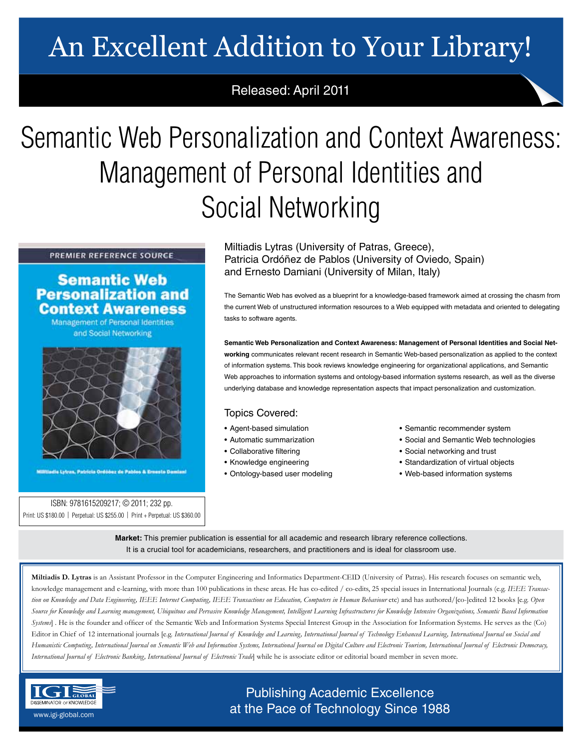# An Excellent Addition to Your Library!

Released: April 2011

# Semantic Web Personalization and Context Awareness: Management of Personal Identities and Social Networking

Miltiadis Lytras (University of Patras, Greece), Patricia Ordóñez de Pablos (University of Oviedo, Spain) and Ernesto Damiani (University of Milan, Italy)

ISBN: 9781615209217; © 2011; 232 pp.
Print: US $180.00 | Perpetual: US $255.00 | Print + Perpetual: US $360.00

The Semantic Web has evolved as a blueprint for a knowledge-based framework aimed at crossing the chasm from the current Web of unstructured information resources to a Web equipped with metadata and oriented to delegating tasks to software agents.

**Semantic Web Personalization and Context Awareness: Management of Personal Identities and Social Networking** communicates relevant recent research in Semantic Web-based personalization as applied to the context of information systems. This book reviews knowledge engineering for organizational applications, and Semantic Web approaches to information systems and ontology-based information systems research, as well as the diverse underlying database and knowledge representation aspects that impact personalization and customization.

## Topics Covered:

- Agent-based simulation
- Automatic summarization
- Collaborative filtering
- Knowledge engineering
- Ontology-based user modeling
- Semantic recommender system
- Social and Semantic Web technologies
- Social networking and trust
- Standardization of virtual objects
- Web-based information systems

**Market:** This premier publication is essential for all academic and research library reference collections. It is a crucial tool for academicians, researchers, and practitioners and is ideal for classroom use.

**Miltiadis D. Lytras** is an Assistant Professor in the Computer Engineering and Informatics Department-CEID (University of Patras). His research focuses on semantic web, knowledge management and e-learning, with more than 100 publications in these areas. He has co-edited / co-edits, 25 special issues in International Journals (e.g. *IEEE Transaction on Knowledge and Data Engineering, IEEE Internet Computing, IEEE Transactions on Education, Computers in Human Behaviour* etc) and has authored/[co-]edited 12 books [e.g. *Open Source for Knowledge and Learning management, Ubiquitous and Pervasive Knowledge Management, Intelligent Learning Infrastructures for Knowledge Intensive Organizations, Semantic Based Information Systems*] . He is the founder and officer of the Semantic Web and Information Systems Special Interest Group in the Association for Information Systems. He serves as the (Co) Editor in Chief of 12 international journals [e.g. *International Journal of Knowledge and Learning, International Journal of Technology Enhanced Learning, International Journal on Social and Humanistic Computing, International Journal on Semantic Web and Information Systems, International Journal on Digital Culture and Electronic Tourism, International Journal of Electronic Democracy, International Journal of Electronic Banking, International Journal of Electronic Trade*] while he is associate editor or editorial board member in seven more.

IGI Global — Disseminator of Knowledge
www.igi-global.com

Publishing Academic Excellence at the Pace of Technology Since 1988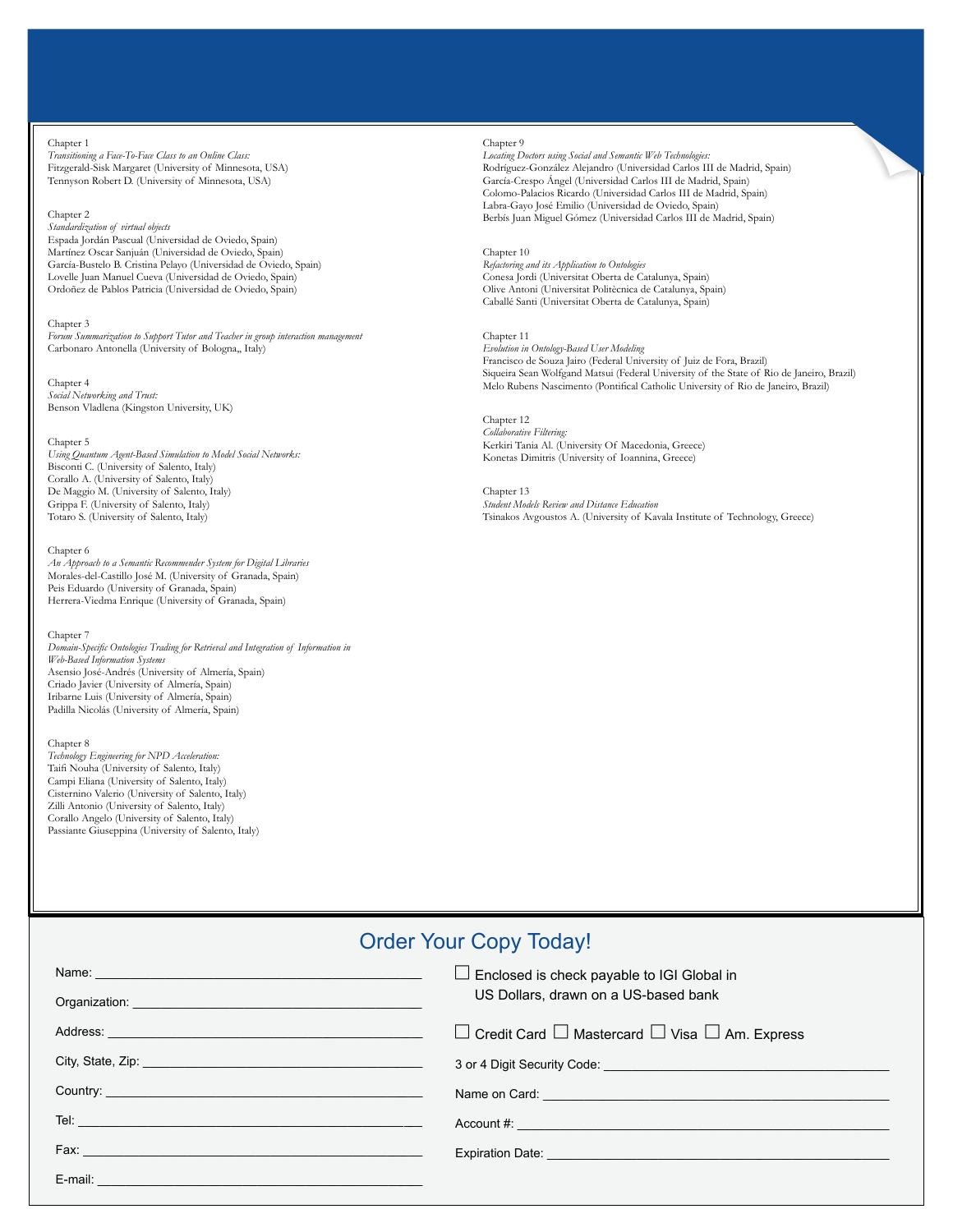Chapter 1
*Transitioning a Face-To-Face Class to an Online Class:*
Fitzgerald-Sisk Margaret (University of Minnesota, USA)
Tennyson Robert D. (University of Minnesota, USA)

Chapter 2
*Standardization of virtual objects*
Espada Jordán Pascual (Universidad de Oviedo, Spain)
Martínez Oscar Sanjuán (Universidad de Oviedo, Spain)
García-Bustelo B. Cristina Pelayo (Universidad de Oviedo, Spain)
Lovelle Juan Manuel Cueva (Universidad de Oviedo, Spain)
Ordoñez de Pablos Patricia (Universidad de Oviedo, Spain)

Chapter 3
*Forum Summarization to Support Tutor and Teacher in group interaction management*
Carbonaro Antonella (University of Bologna,, Italy)

Chapter 4
*Social Networking and Trust:*
Benson Vladlena (Kingston University, UK)

Chapter 5
*Using Quantum Agent-Based Simulation to Model Social Networks:*
Bisconti C. (University of Salento, Italy)
Corallo A. (University of Salento, Italy)
De Maggio M. (University of Salento, Italy)
Grippa F. (University of Salento, Italy)
Totaro S. (University of Salento, Italy)

Chapter 6
*An Approach to a Semantic Recommender System for Digital Libraries*
Morales-del-Castillo José M. (University of Granada, Spain)
Peis Eduardo (University of Granada, Spain)
Herrera-Viedma Enrique (University of Granada, Spain)

Chapter 7
*Domain-Specific Ontologies Trading for Retrieval and Integration of Information in Web-Based Information Systems*
Asensio José-Andrés (University of Almería, Spain)
Criado Javier (University of Almería, Spain)
Iribarne Luis (University of Almería, Spain)
Padilla Nicolás (University of Almería, Spain)

Chapter 8
*Technology Engineering for NPD Acceleration:*
Taifi Nouha (University of Salento, Italy)
Campi Eliana (University of Salento, Italy)
Cisternino Valerio (University of Salento, Italy)
Zilli Antonio (University of Salento, Italy)
Corallo Angelo (University of Salento, Italy)
Passiante Giuseppina (University of Salento, Italy)

Chapter 9
*Locating Doctors using Social and Semantic Web Technologies:*
Rodríguez-González Alejandro (Universidad Carlos III de Madrid, Spain)
García-Crespo Ángel (Universidad Carlos III de Madrid, Spain)
Colomo-Palacios Ricardo (Universidad Carlos III de Madrid, Spain)
Labra-Gayo José Emilio (Universidad de Oviedo, Spain)
Berbís Juan Miguel Gómez (Universidad Carlos III de Madrid, Spain)

Chapter 10
*Refactoring and its Application to Ontologies*
Conesa Jordi (Universitat Oberta de Catalunya, Spain)
Olive Antoni (Universitat Politècnica de Catalunya, Spain)
Caballé Santi (Universitat Oberta de Catalunya, Spain)

Chapter 11
*Evolution in Ontology-Based User Modeling*
Francisco de Souza Jairo (Federal University of Juiz de Fora, Brazil)
Siqueira Sean Wolfgand Matsui (Federal University of the State of Rio de Janeiro, Brazil)
Melo Rubens Nascimento (Pontifical Catholic University of Rio de Janeiro, Brazil)

Chapter 12
*Collaborative Filtering:*
Kerkiri Tania Al. (University Of Macedonia, Greece)
Konetas Dimitris (University of Ioannina, Greece)

Chapter 13
*Student Models Review and Distance Education*
Tsinakos Avgoustos A. (University of Kavala Institute of Technology, Greece)

## Order Your Copy Today!

Name: ____________________

Organization: ____________________

Address: ____________________

City, State, Zip: ____________________

Country: ____________________

Tel: ____________________

Fax: ____________________

E-mail: ____________________

☐ Enclosed is check payable to IGI Global in US Dollars, drawn on a US-based bank

☐ Credit Card ☐ Mastercard ☐ Visa ☐ Am. Express

3 or 4 Digit Security Code: ____________________

Name on Card: ____________________

Account #: ____________________

Expiration Date: ____________________